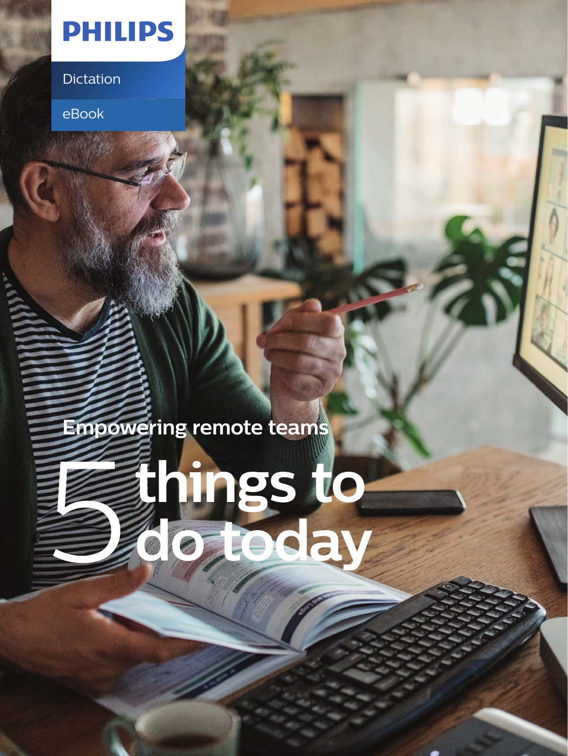PHILIPS

Dictation

eBook

Empowering remote teams

# 5 things to do today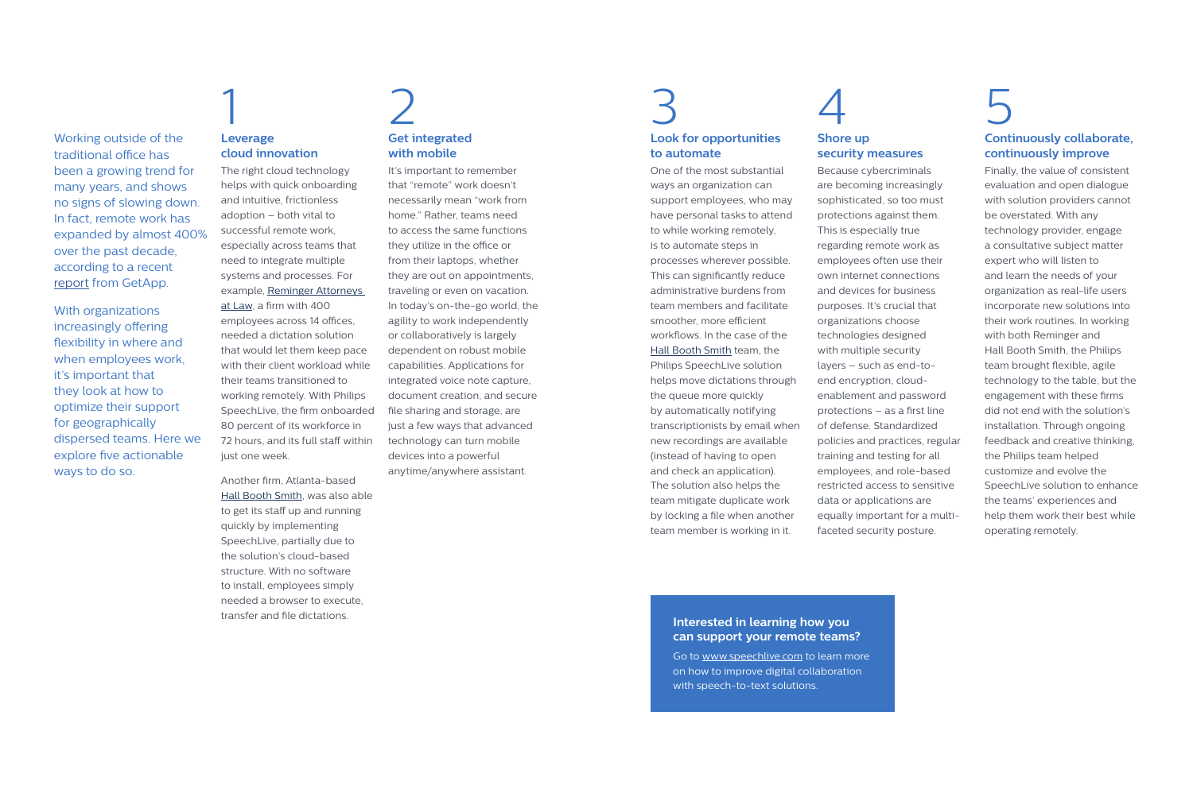Working outside of the traditional office has been a growing trend for many years, and shows no signs of slowing down. In fact, remote work has expanded by almost 400% over the past decade, according to a recent report from GetApp.

With organizations increasingly offering flexibility in where and when employees work, it's important that they look at how to optimize their support for geographically dispersed teams. Here we explore five actionable ways to do so.

## 1 Leverage cloud innovation

The right cloud technology helps with quick onboarding and intuitive, frictionless adoption – both vital to successful remote work, especially across teams that need to integrate multiple systems and processes. For example, Reminger Attorneys at Law, a firm with 400 employees across 14 offices, needed a dictation solution that would let them keep pace with their client workload while their teams transitioned to working remotely. With Philips SpeechLive, the firm onboarded 80 percent of its workforce in 72 hours, and its full staff within just one week.

Another firm, Atlanta-based Hall Booth Smith, was also able to get its staff up and running quickly by implementing SpeechLive, partially due to the solution's cloud-based structure. With no software to install, employees simply needed a browser to execute, transfer and file dictations.

## 2 Get integrated with mobile

It's important to remember that "remote" work doesn't necessarily mean "work from home." Rather, teams need to access the same functions they utilize in the office or from their laptops, whether they are out on appointments, traveling or even on vacation. In today's on-the-go world, the agility to work independently or collaboratively is largely dependent on robust mobile capabilities. Applications for integrated voice note capture, document creation, and secure file sharing and storage, are just a few ways that advanced technology can turn mobile devices into a powerful anytime/anywhere assistant.

## 3 Look for opportunities to automate

One of the most substantial ways an organization can support employees, who may have personal tasks to attend to while working remotely, is to automate steps in processes wherever possible. This can significantly reduce administrative burdens from team members and facilitate smoother, more efficient workflows. In the case of the Hall Booth Smith team, the Philips SpeechLive solution helps move dictations through the queue more quickly by automatically notifying transcriptionists by email when new recordings are available (instead of having to open and check an application). The solution also helps the team mitigate duplicate work by locking a file when another team member is working in it.

## 4 Shore up security measures

Because cybercriminals are becoming increasingly sophisticated, so too must protections against them. This is especially true regarding remote work as employees often use their own internet connections and devices for business purposes. It's crucial that organizations choose technologies designed with multiple security layers – such as end-to-end encryption, cloud-enablement and password protections – as a first line of defense. Standardized policies and practices, regular training and testing for all employees, and role-based restricted access to sensitive data or applications are equally important for a multi-faceted security posture.

## 5 Continuously collaborate, continuously improve

Finally, the value of consistent evaluation and open dialogue with solution providers cannot be overstated. With any technology provider, engage a consultative subject matter expert who will listen to and learn the needs of your organization as real-life users incorporate new solutions into their work routines. In working with both Reminger and Hall Booth Smith, the Philips team brought flexible, agile technology to the table, but the engagement with these firms did not end with the solution's installation. Through ongoing feedback and creative thinking, the Philips team helped customize and evolve the SpeechLive solution to enhance the teams' experiences and help them work their best while operating remotely.

**Interested in learning how you can support your remote teams?**

Go to www.speechlive.com to learn more on how to improve digital collaboration with speech-to-text solutions.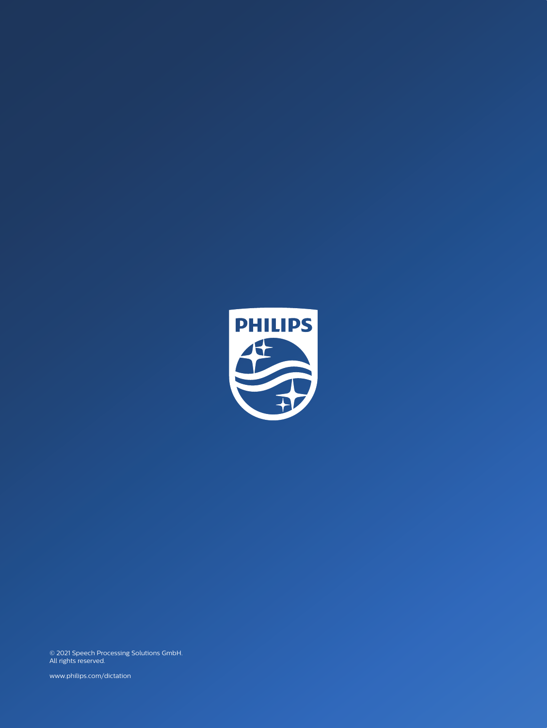PHILIPS

© 2021 Speech Processing Solutions GmbH.
All rights reserved.

www.philips.com/dictation